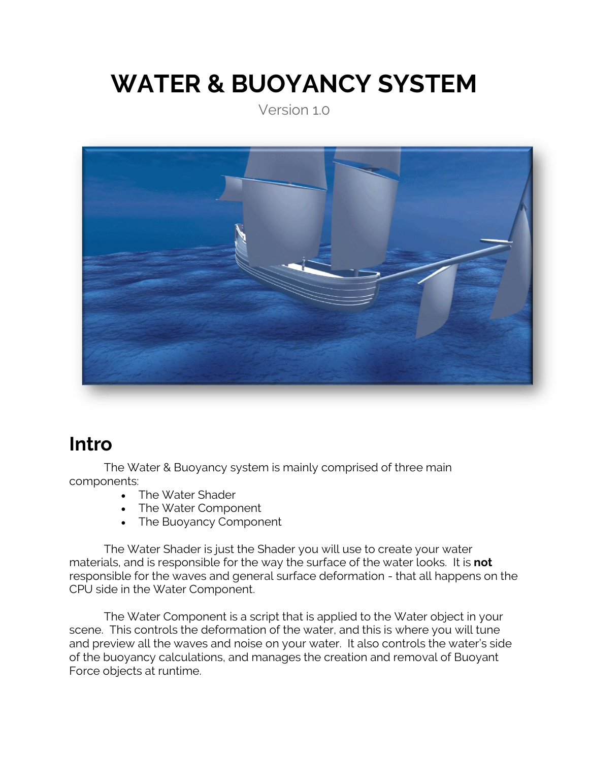# WATER & BUOYANCY SYSTEM

Version 1.0

## Intro

The Water & Buoyancy system is mainly comprised of three main components:

- The Water Shader
- The Water Component
- The Buoyancy Component

The Water Shader is just the Shader you will use to create your water materials, and is responsible for the way the surface of the water looks. It is **not** responsible for the waves and general surface deformation - that all happens on the CPU side in the Water Component.

The Water Component is a script that is applied to the Water object in your scene. This controls the deformation of the water, and this is where you will tune and preview all the waves and noise on your water. It also controls the water's side of the buoyancy calculations, and manages the creation and removal of Buoyant Force objects at runtime.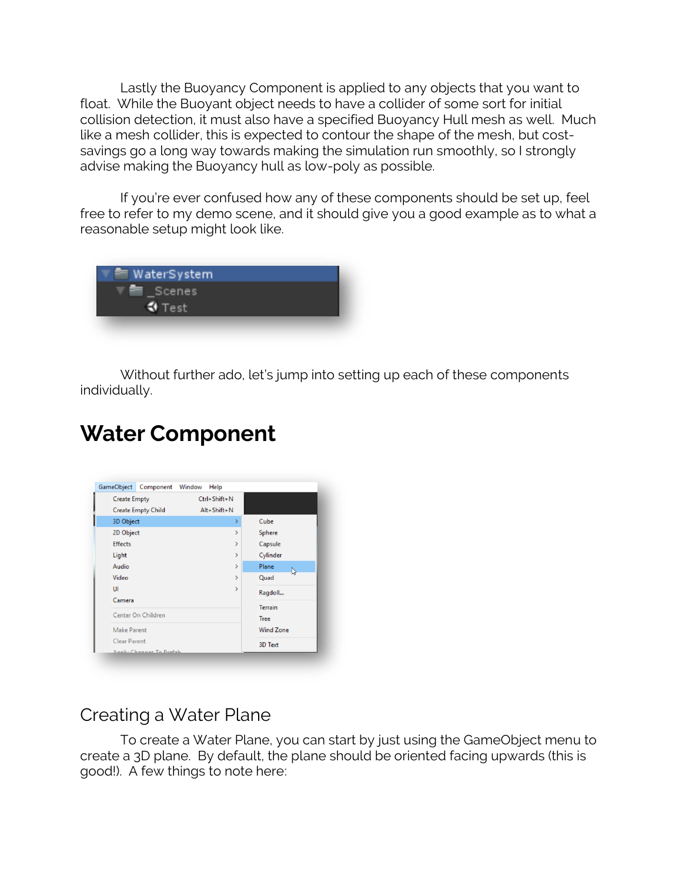Lastly the Buoyancy Component is applied to any objects that you want to float. While the Buoyant object needs to have a collider of some sort for initial collision detection, it must also have a specified Buoyancy Hull mesh as well. Much like a mesh collider, this is expected to contour the shape of the mesh, but cost-savings go a long way towards making the simulation run smoothly, so I strongly advise making the Buoyancy hull as low-poly as possible.

If you're ever confused how any of these components should be set up, feel free to refer to my demo scene, and it should give you a good example as to what a reasonable setup might look like.

Without further ado, let's jump into setting up each of these components individually.

# Water Component

## Creating a Water Plane

To create a Water Plane, you can start by just using the GameObject menu to create a 3D plane. By default, the plane should be oriented facing upwards (this is good!). A few things to note here: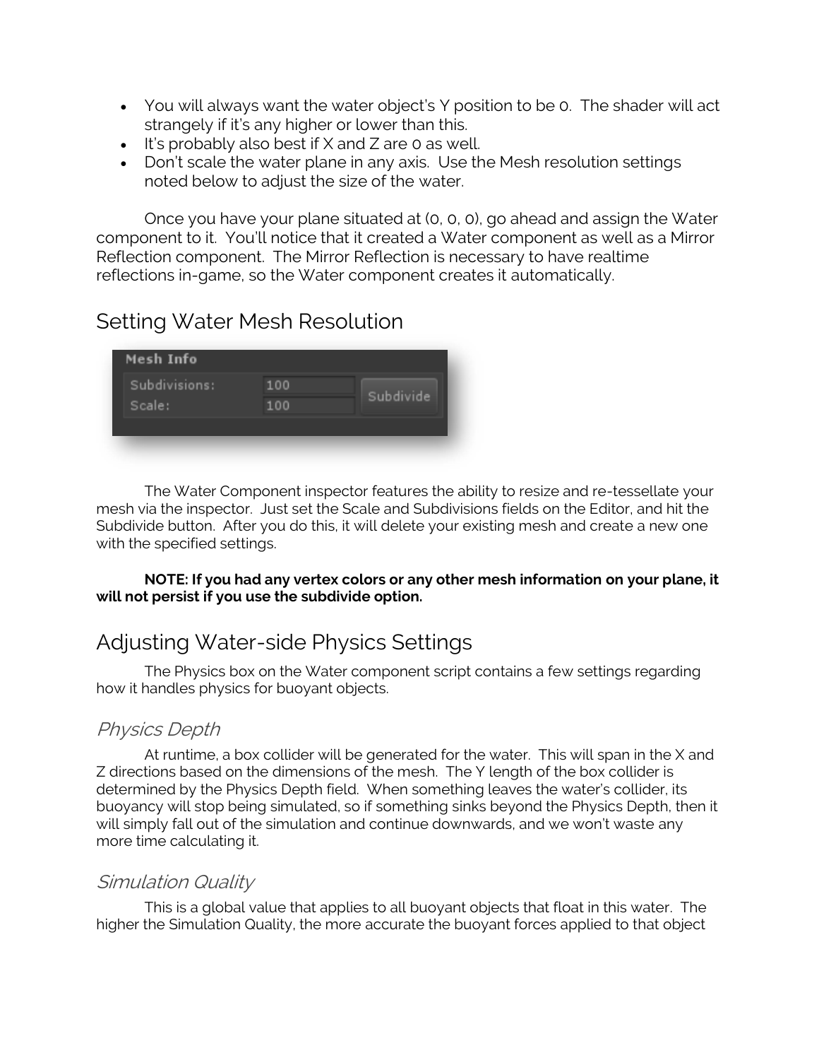- You will always want the water object's Y position to be 0. The shader will act strangely if it's any higher or lower than this.
- It's probably also best if X and Z are 0 as well.
- Don't scale the water plane in any axis. Use the Mesh resolution settings noted below to adjust the size of the water.

Once you have your plane situated at (0, 0, 0), go ahead and assign the Water component to it. You'll notice that it created a Water component as well as a Mirror Reflection component. The Mirror Reflection is necessary to have realtime reflections in-game, so the Water component creates it automatically.

## Setting Water Mesh Resolution

The Water Component inspector features the ability to resize and re-tessellate your mesh via the inspector. Just set the Scale and Subdivisions fields on the Editor, and hit the Subdivide button. After you do this, it will delete your existing mesh and create a new one with the specified settings.

**NOTE: If you had any vertex colors or any other mesh information on your plane, it will not persist if you use the subdivide option.**

## Adjusting Water-side Physics Settings

The Physics box on the Water component script contains a few settings regarding how it handles physics for buoyant objects.

### *Physics Depth*

At runtime, a box collider will be generated for the water. This will span in the X and Z directions based on the dimensions of the mesh. The Y length of the box collider is determined by the Physics Depth field. When something leaves the water's collider, its buoyancy will stop being simulated, so if something sinks beyond the Physics Depth, then it will simply fall out of the simulation and continue downwards, and we won't waste any more time calculating it.

### *Simulation Quality*

This is a global value that applies to all buoyant objects that float in this water. The higher the Simulation Quality, the more accurate the buoyant forces applied to that object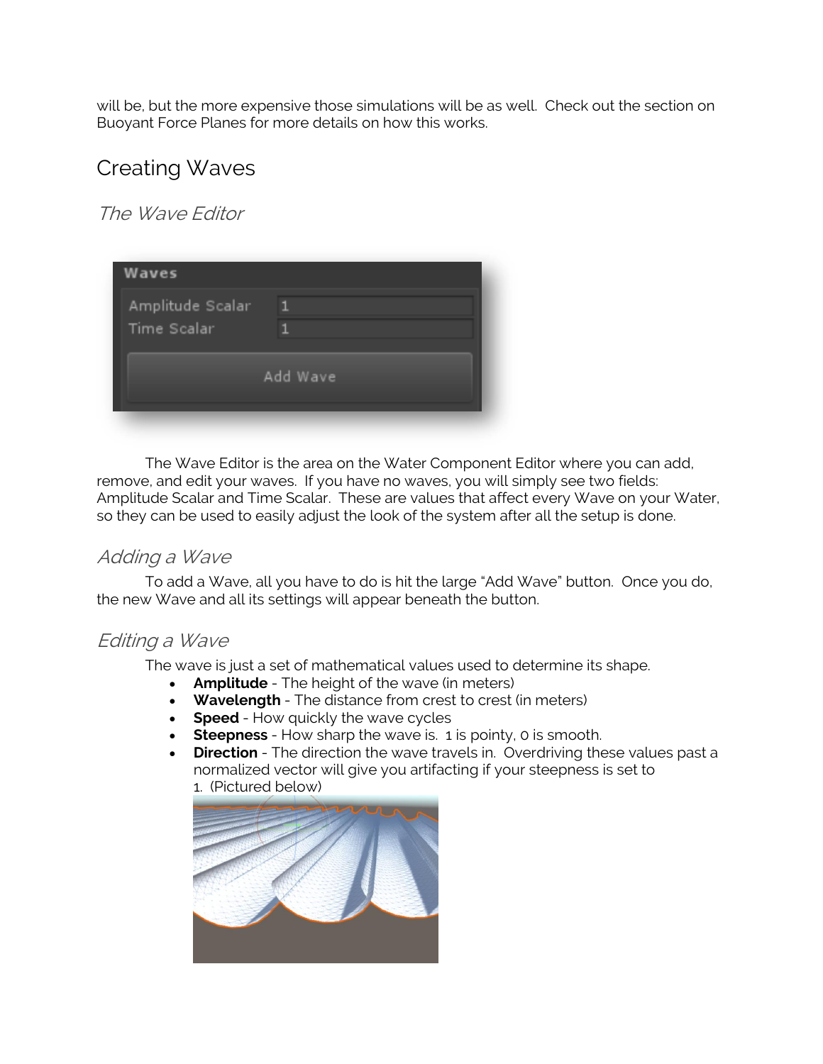will be, but the more expensive those simulations will be as well. Check out the section on Buoyant Force Planes for more details on how this works.

# Creating Waves

## The Wave Editor

The Wave Editor is the area on the Water Component Editor where you can add, remove, and edit your waves. If you have no waves, you will simply see two fields: Amplitude Scalar and Time Scalar. These are values that affect every Wave on your Water, so they can be used to easily adjust the look of the system after all the setup is done.

## Adding a Wave

To add a Wave, all you have to do is hit the large "Add Wave" button. Once you do, the new Wave and all its settings will appear beneath the button.

## Editing a Wave

The wave is just a set of mathematical values used to determine its shape.

- **Amplitude** - The height of the wave (in meters)
- **Wavelength** - The distance from crest to crest (in meters)
- **Speed** - How quickly the wave cycles
- **Steepness** - How sharp the wave is. 1 is pointy, 0 is smooth.
- **Direction** - The direction the wave travels in. Overdriving these values past a normalized vector will give you artifacting if your steepness is set to 1. (Pictured below)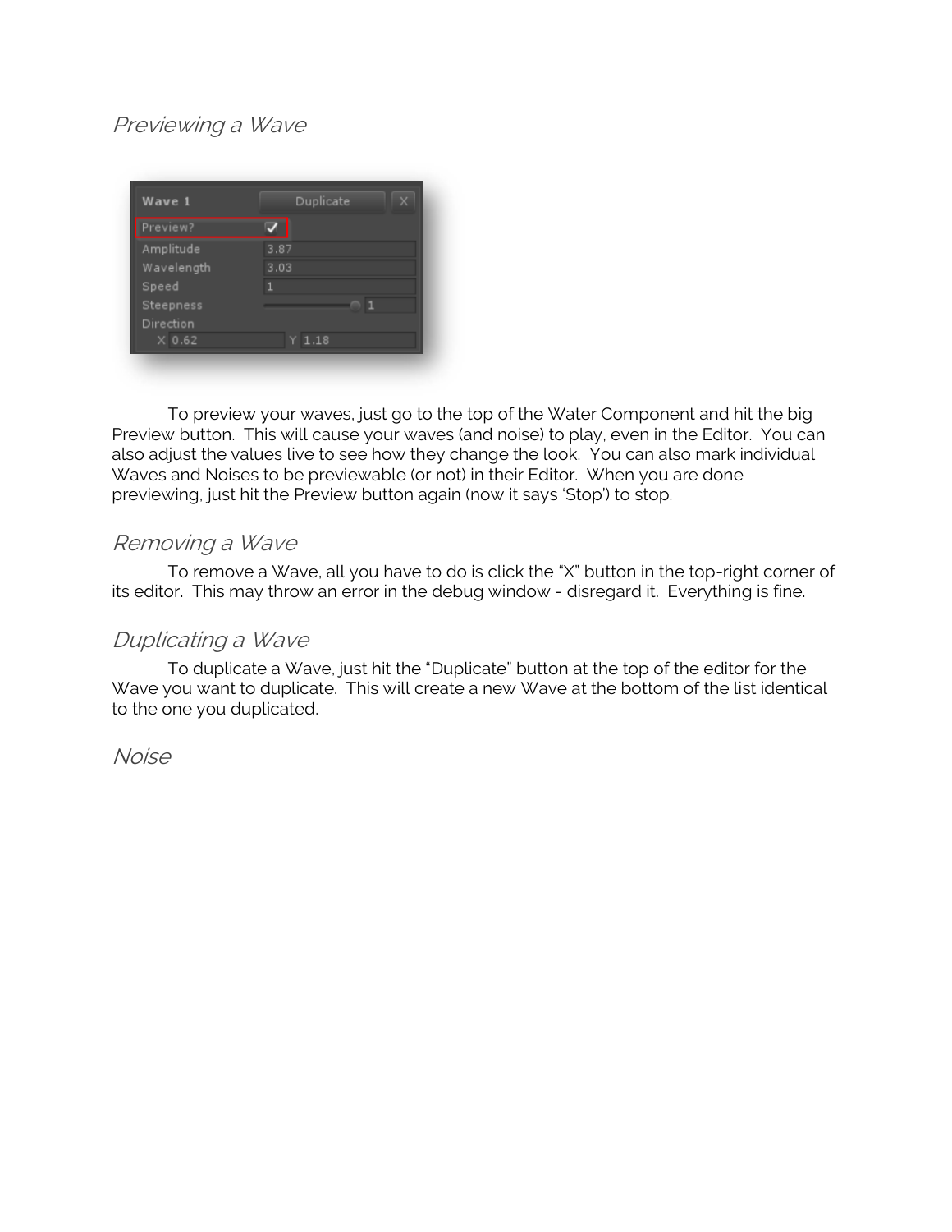## Previewing a Wave

To preview your waves, just go to the top of the Water Component and hit the big Preview button. This will cause your waves (and noise) to play, even in the Editor. You can also adjust the values live to see how they change the look. You can also mark individual Waves and Noises to be previewable (or not) in their Editor. When you are done previewing, just hit the Preview button again (now it says 'Stop') to stop.

## Removing a Wave

To remove a Wave, all you have to do is click the "X" button in the top-right corner of its editor. This may throw an error in the debug window - disregard it. Everything is fine.

## Duplicating a Wave

To duplicate a Wave, just hit the "Duplicate" button at the top of the editor for the Wave you want to duplicate. This will create a new Wave at the bottom of the list identical to the one you duplicated.

## Noise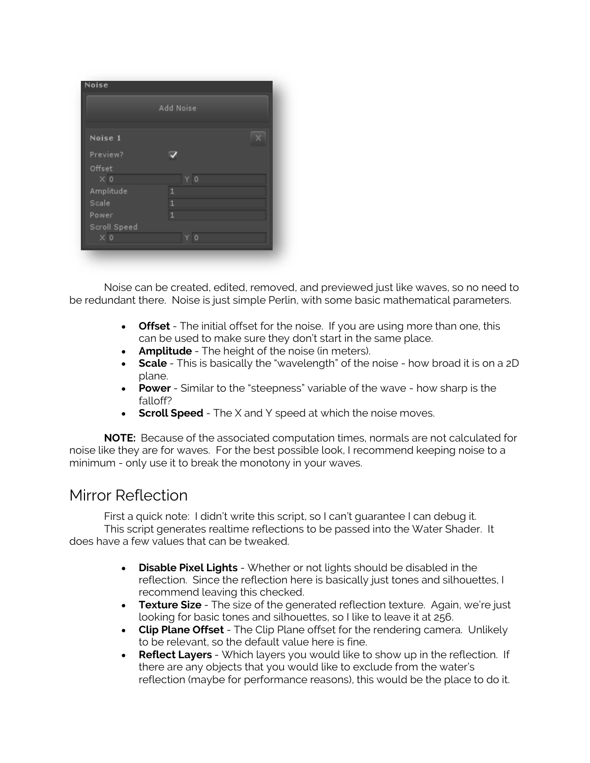Noise can be created, edited, removed, and previewed just like waves, so no need to be redundant there. Noise is just simple Perlin, with some basic mathematical parameters.

- **Offset** - The initial offset for the noise. If you are using more than one, this can be used to make sure they don't start in the same place.
- **Amplitude** - The height of the noise (in meters).
- **Scale** - This is basically the "wavelength" of the noise - how broad it is on a 2D plane.
- **Power** - Similar to the "steepness" variable of the wave - how sharp is the falloff?
- **Scroll Speed** - The X and Y speed at which the noise moves.

**NOTE:** Because of the associated computation times, normals are not calculated for noise like they are for waves. For the best possible look, I recommend keeping noise to a minimum - only use it to break the monotony in your waves.

## Mirror Reflection

First a quick note: I didn't write this script, so I can't guarantee I can debug it.

This script generates realtime reflections to be passed into the Water Shader. It does have a few values that can be tweaked.

- **Disable Pixel Lights** - Whether or not lights should be disabled in the reflection. Since the reflection here is basically just tones and silhouettes, I recommend leaving this checked.
- **Texture Size** - The size of the generated reflection texture. Again, we're just looking for basic tones and silhouettes, so I like to leave it at 256.
- **Clip Plane Offset** - The Clip Plane offset for the rendering camera. Unlikely to be relevant, so the default value here is fine.
- **Reflect Layers** - Which layers you would like to show up in the reflection. If there are any objects that you would like to exclude from the water's reflection (maybe for performance reasons), this would be the place to do it.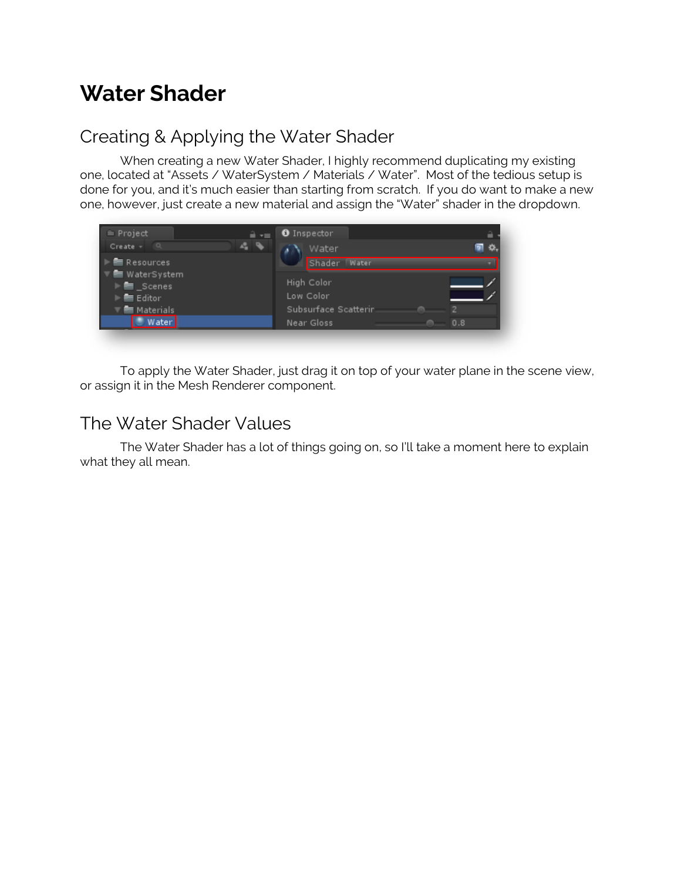# Water Shader

## Creating & Applying the Water Shader

When creating a new Water Shader, I highly recommend duplicating my existing one, located at “Assets / WaterSystem / Materials / Water”. Most of the tedious setup is done for you, and it’s much easier than starting from scratch. If you do want to make a new one, however, just create a new material and assign the “Water” shader in the dropdown.

To apply the Water Shader, just drag it on top of your water plane in the scene view, or assign it in the Mesh Renderer component.

## The Water Shader Values

The Water Shader has a lot of things going on, so I’ll take a moment here to explain what they all mean.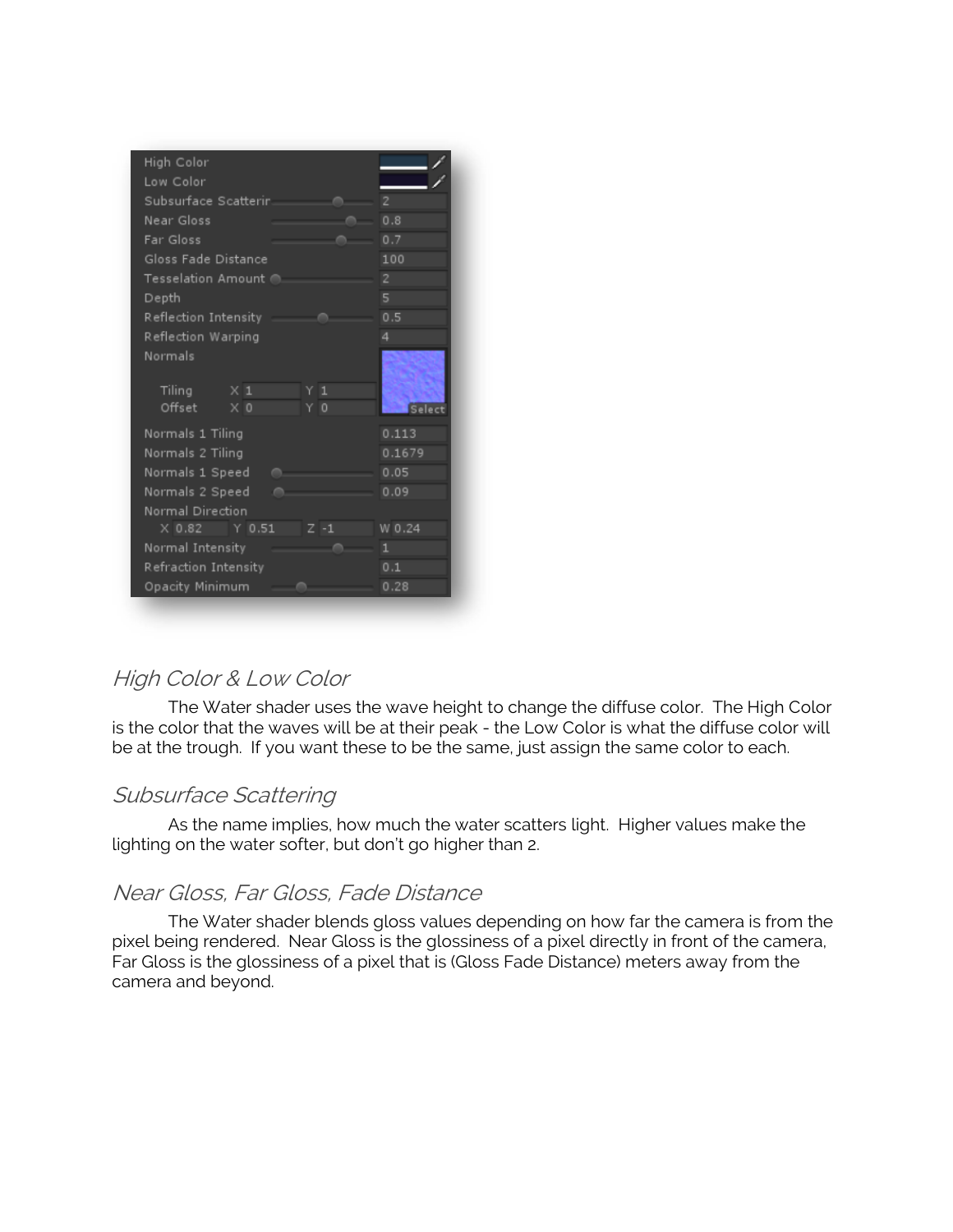| Property | Value |
|---|---|
| High Color | |
| Low Color | |
| Subsurface Scatterir | 2 |
| Near Gloss | 0.8 |
| Far Gloss | 0.7 |
| Gloss Fade Distance | 100 |
| Tesselation Amount | 2 |
| Depth | 5 |
| Reflection Intensity | 0.5 |
| Reflection Warping | 4 |
| Normals | Select |
| Tiling | X 1 Y 1 |
| Offset | X 0 Y 0 |
| Normals 1 Tiling | 0.113 |
| Normals 2 Tiling | 0.1679 |
| Normals 1 Speed | 0.05 |
| Normals 2 Speed | 0.09 |
| Normal Direction | X 0.82 Y 0.51 Z -1 W 0.24 |
| Normal Intensity | 1 |
| Refraction Intensity | 0.1 |
| Opacity Minimum | 0.28 |

## *High Color & Low Color*

The Water shader uses the wave height to change the diffuse color. The High Color is the color that the waves will be at their peak - the Low Color is what the diffuse color will be at the trough. If you want these to be the same, just assign the same color to each.

## *Subsurface Scattering*

As the name implies, how much the water scatters light. Higher values make the lighting on the water softer, but don't go higher than 2.

## *Near Gloss, Far Gloss, Fade Distance*

The Water shader blends gloss values depending on how far the camera is from the pixel being rendered. Near Gloss is the glossiness of a pixel directly in front of the camera, Far Gloss is the glossiness of a pixel that is (Gloss Fade Distance) meters away from the camera and beyond.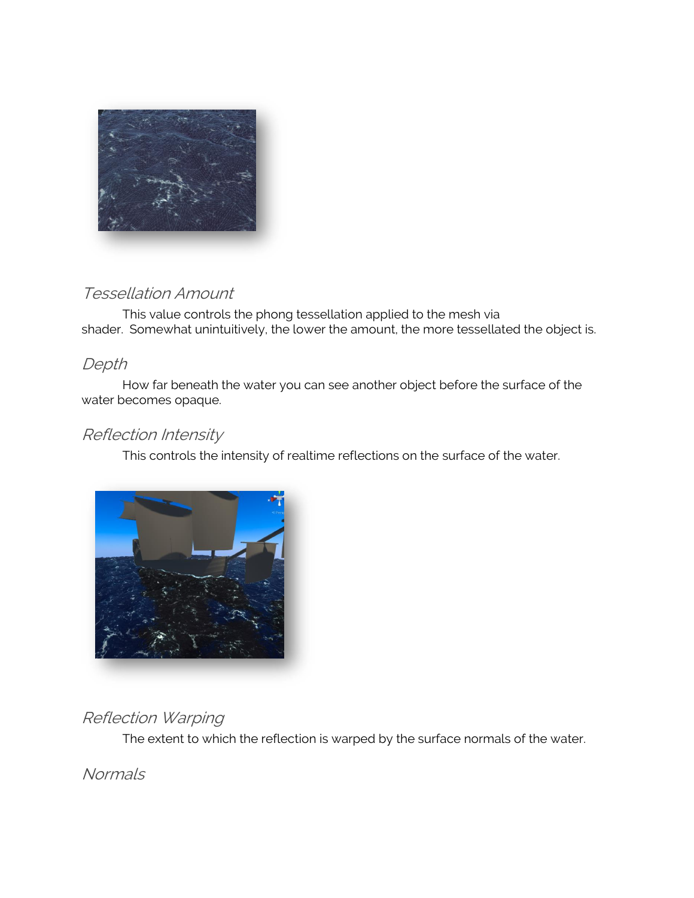## Tessellation Amount

This value controls the phong tessellation applied to the mesh via shader. Somewhat unintuitively, the lower the amount, the more tessellated the object is.

## Depth

How far beneath the water you can see another object before the surface of the water becomes opaque.

## Reflection Intensity

This controls the intensity of realtime reflections on the surface of the water.

## Reflection Warping

The extent to which the reflection is warped by the surface normals of the water.

## Normals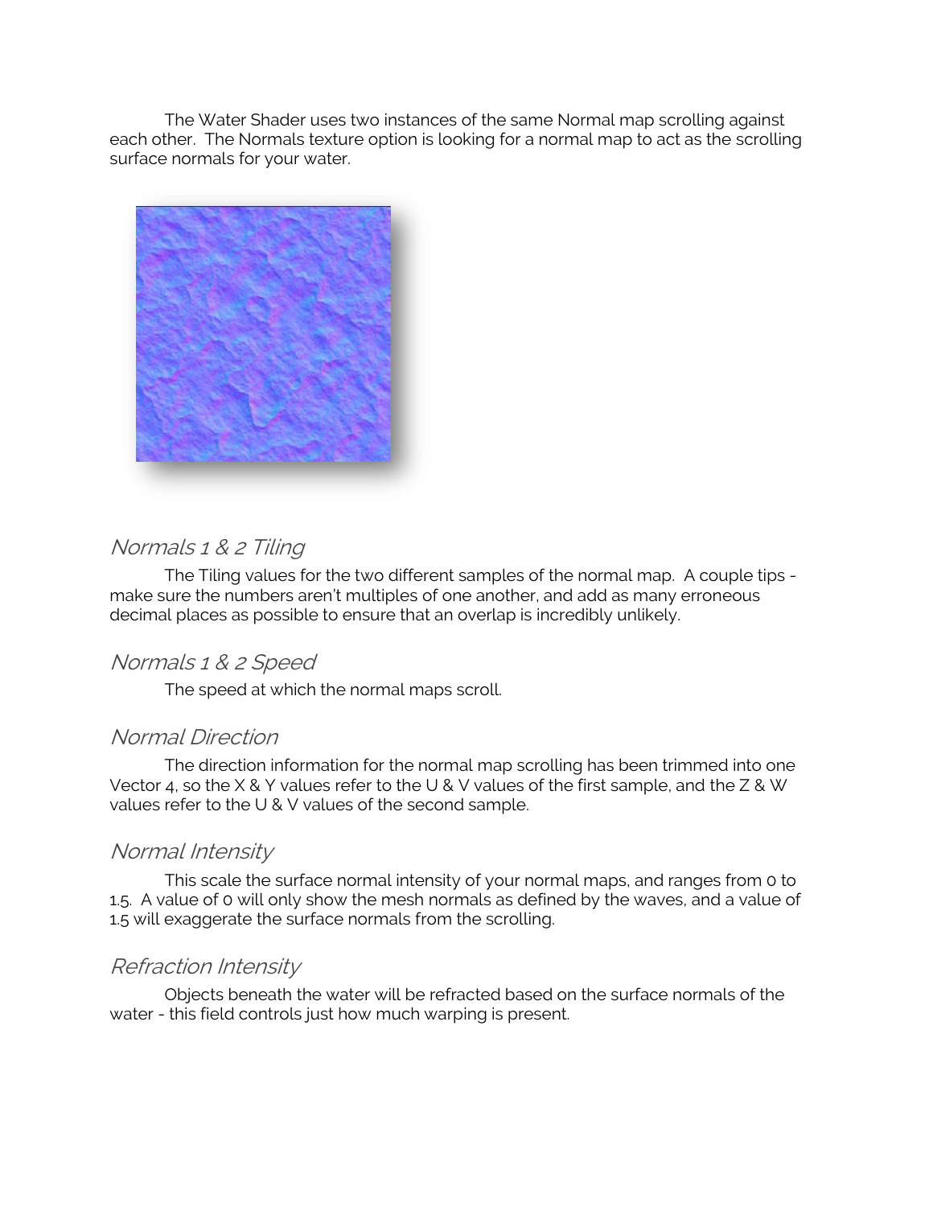The Water Shader uses two instances of the same Normal map scrolling against each other. The Normals texture option is looking for a normal map to act as the scrolling surface normals for your water.

## *Normals 1 & 2 Tiling*

The Tiling values for the two different samples of the normal map. A couple tips - make sure the numbers aren't multiples of one another, and add as many erroneous decimal places as possible to ensure that an overlap is incredibly unlikely.

## *Normals 1 & 2 Speed*

The speed at which the normal maps scroll.

## *Normal Direction*

The direction information for the normal map scrolling has been trimmed into one Vector 4, so the X & Y values refer to the U & V values of the first sample, and the Z & W values refer to the U & V values of the second sample.

## *Normal Intensity*

This scale the surface normal intensity of your normal maps, and ranges from 0 to 1.5. A value of 0 will only show the mesh normals as defined by the waves, and a value of 1.5 will exaggerate the surface normals from the scrolling.

## *Refraction Intensity*

Objects beneath the water will be refracted based on the surface normals of the water - this field controls just how much warping is present.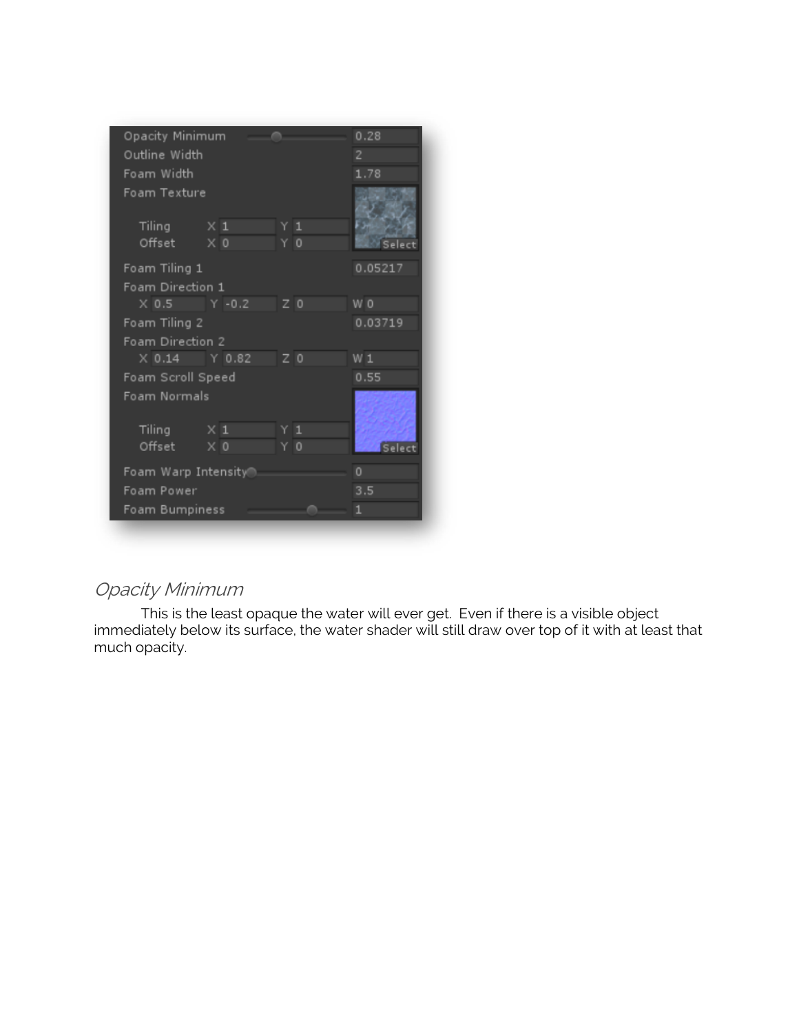### *Opacity Minimum*

This is the least opaque the water will ever get. Even if there is a visible object immediately below its surface, the water shader will still draw over top of it with at least that much opacity.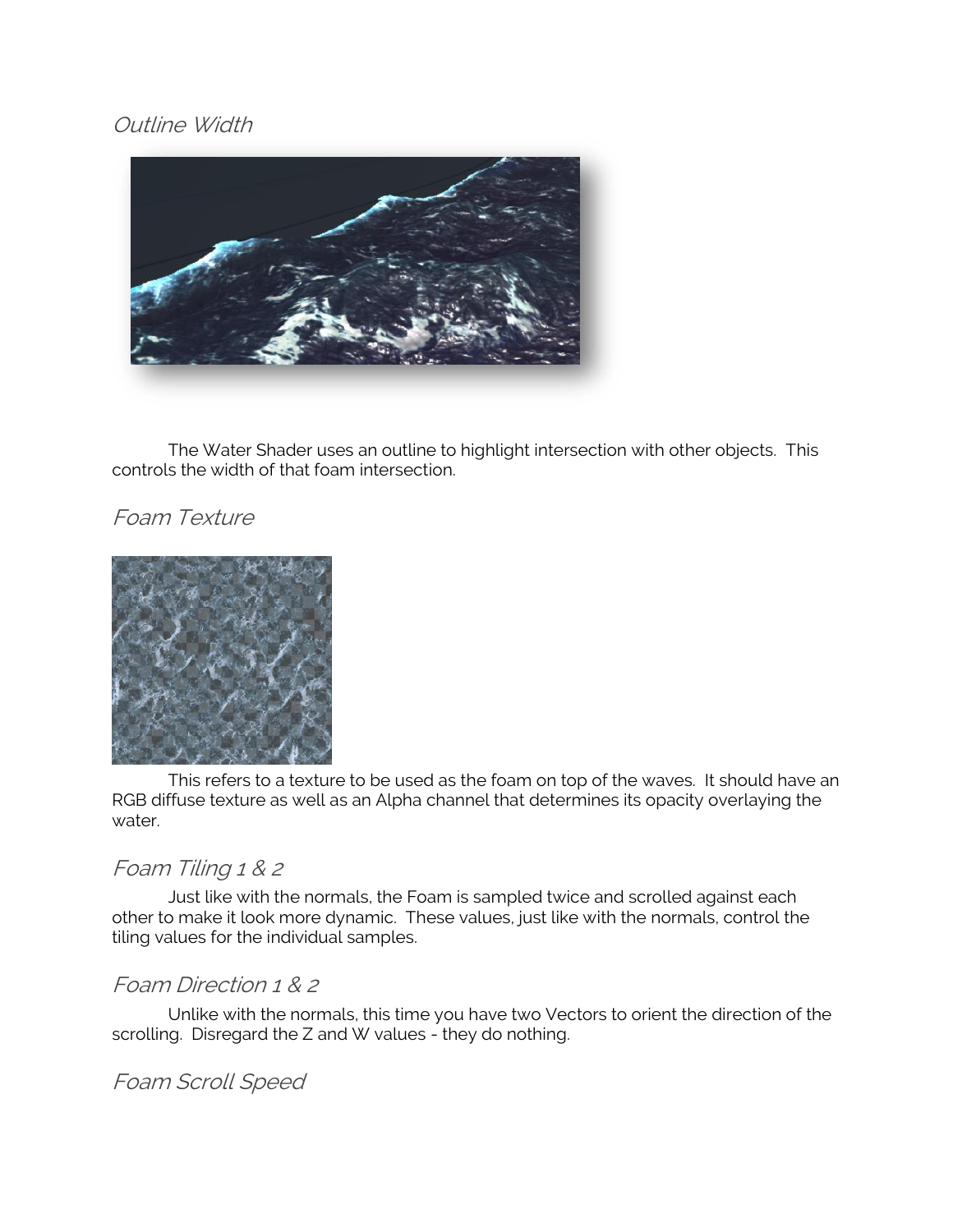## *Outline Width*

The Water Shader uses an outline to highlight intersection with other objects. This controls the width of that foam intersection.

## *Foam Texture*

This refers to a texture to be used as the foam on top of the waves. It should have an RGB diffuse texture as well as an Alpha channel that determines its opacity overlaying the water.

## *Foam Tiling 1 & 2*

Just like with the normals, the Foam is sampled twice and scrolled against each other to make it look more dynamic. These values, just like with the normals, control the tiling values for the individual samples.

## *Foam Direction 1 & 2*

Unlike with the normals, this time you have two Vectors to orient the direction of the scrolling. Disregard the Z and W values - they do nothing.

## *Foam Scroll Speed*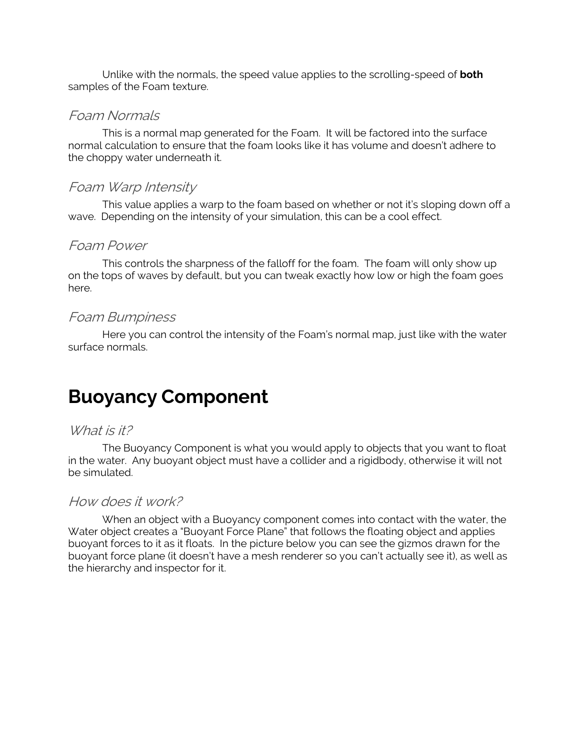Unlike with the normals, the speed value applies to the scrolling-speed of **both** samples of the Foam texture.

### *Foam Normals*

This is a normal map generated for the Foam. It will be factored into the surface normal calculation to ensure that the foam looks like it has volume and doesn't adhere to the choppy water underneath it.

### *Foam Warp Intensity*

This value applies a warp to the foam based on whether or not it's sloping down off a wave. Depending on the intensity of your simulation, this can be a cool effect.

### *Foam Power*

This controls the sharpness of the falloff for the foam. The foam will only show up on the tops of waves by default, but you can tweak exactly how low or high the foam goes here.

### *Foam Bumpiness*

Here you can control the intensity of the Foam's normal map, just like with the water surface normals.

## Buoyancy Component

### *What is it?*

The Buoyancy Component is what you would apply to objects that you want to float in the water. Any buoyant object must have a collider and a rigidbody, otherwise it will not be simulated.

### *How does it work?*

When an object with a Buoyancy component comes into contact with the water, the Water object creates a "Buoyant Force Plane" that follows the floating object and applies buoyant forces to it as it floats. In the picture below you can see the gizmos drawn for the buoyant force plane (it doesn't have a mesh renderer so you can't actually see it), as well as the hierarchy and inspector for it.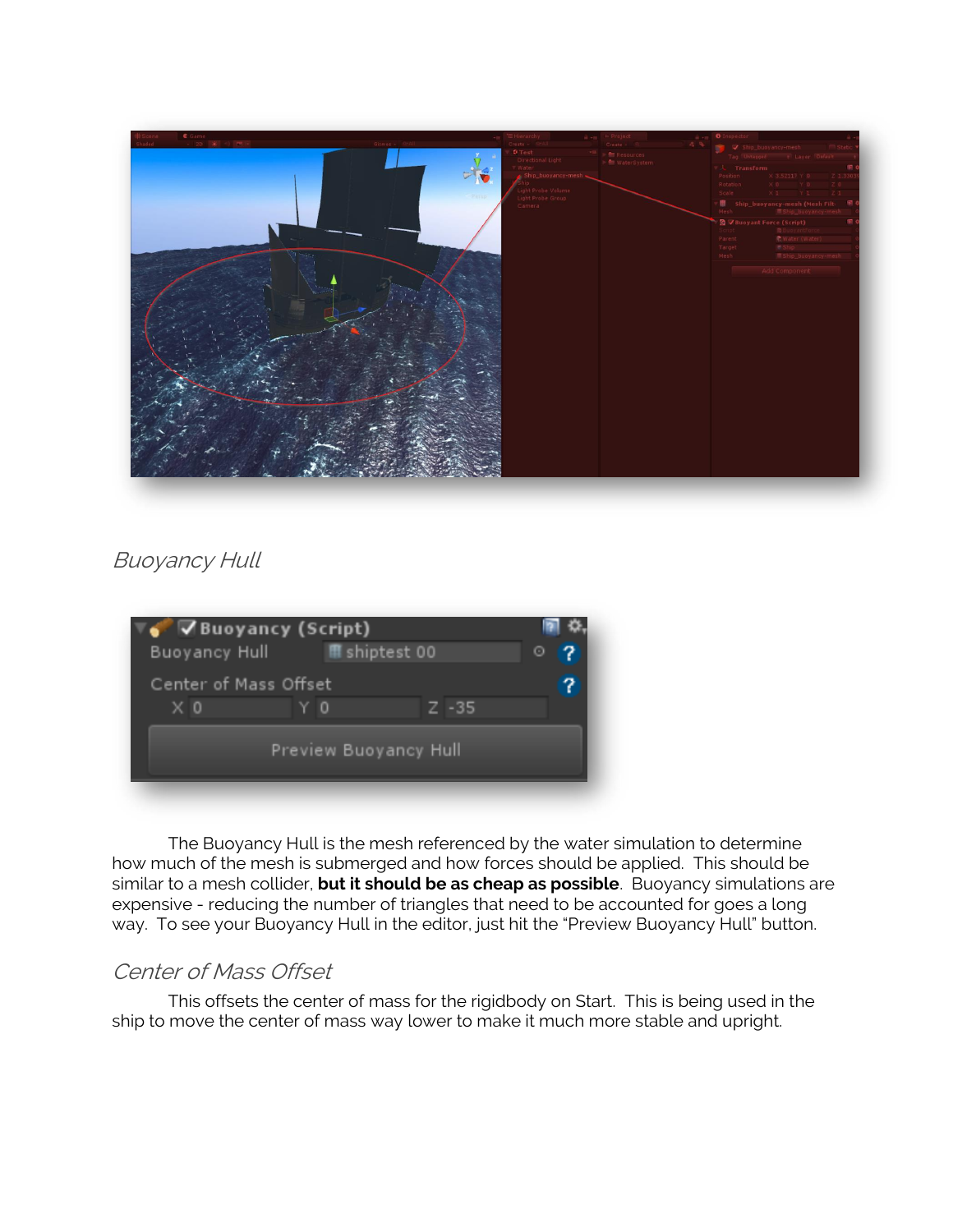## Buoyancy Hull

The Buoyancy Hull is the mesh referenced by the water simulation to determine how much of the mesh is submerged and how forces should be applied. This should be similar to a mesh collider, **but it should be as cheap as possible**. Buoyancy simulations are expensive - reducing the number of triangles that need to be accounted for goes a long way. To see your Buoyancy Hull in the editor, just hit the "Preview Buoyancy Hull" button.

## Center of Mass Offset

This offsets the center of mass for the rigidbody on Start. This is being used in the ship to move the center of mass way lower to make it much more stable and upright.